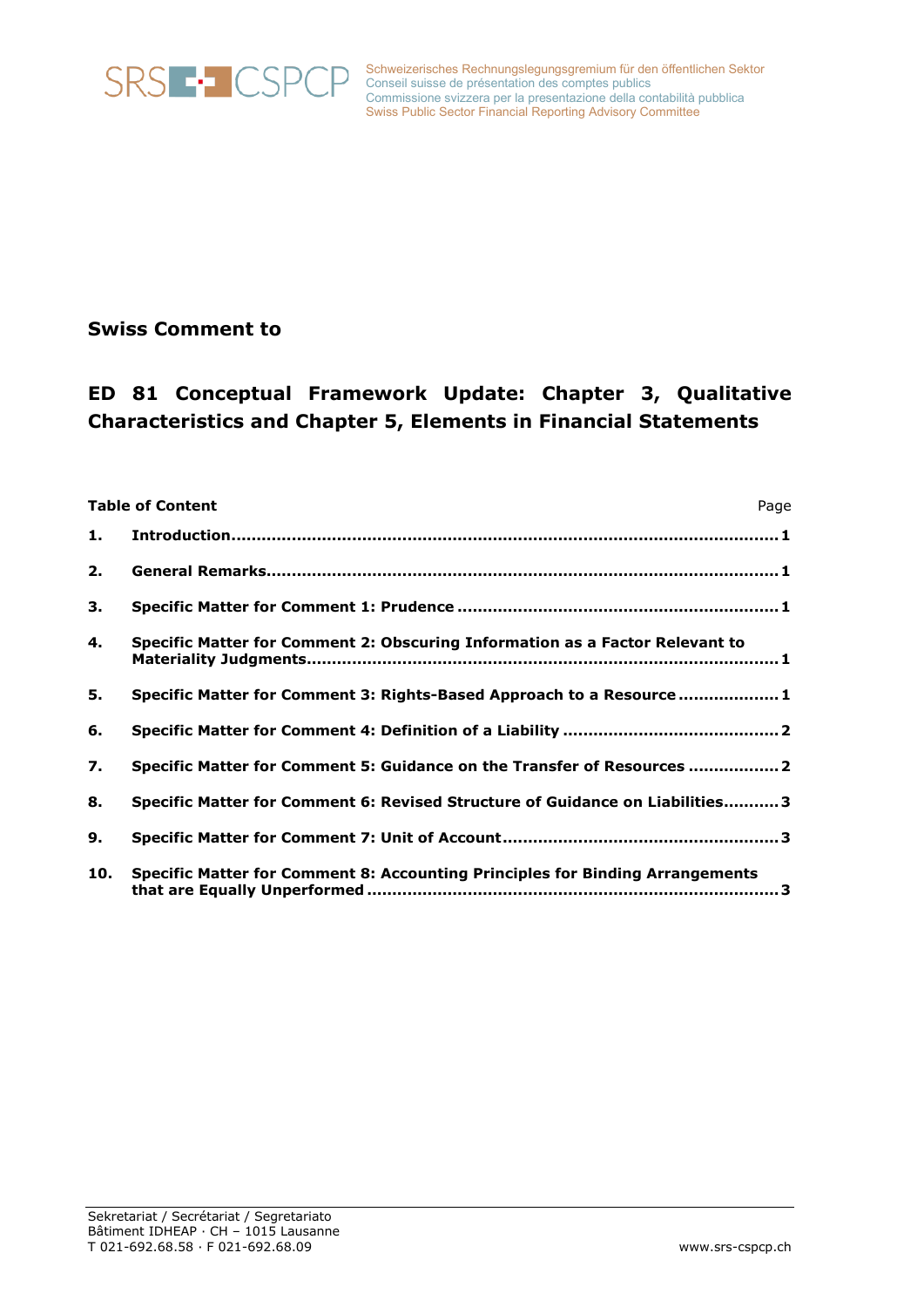SRS CSPCP

Schweizerisches Rechnungslegungsgremium für den öffentlichen Sektor
Conseil suisse de présentation des comptes publics
Commissione svizzera per la presentazione della contabilità pubblica
Swiss Public Sector Financial Reporting Advisory Committee

**Swiss Comment to**

# ED 81 Conceptual Framework Update: Chapter 3, Qualitative Characteristics and Chapter 5, Elements in Financial Statements

| **Table of Content** | | Page |
|---|---|---|
| **1.** | **Introduction** | **1** |
| **2.** | **General Remarks** | **1** |
| **3.** | **Specific Matter for Comment 1: Prudence** | **1** |
| **4.** | **Specific Matter for Comment 2: Obscuring Information as a Factor Relevant to Materiality Judgments** | **1** |
| **5.** | **Specific Matter for Comment 3: Rights-Based Approach to a Resource** | **1** |
| **6.** | **Specific Matter for Comment 4: Definition of a Liability** | **2** |
| **7.** | **Specific Matter for Comment 5: Guidance on the Transfer of Resources** | **2** |
| **8.** | **Specific Matter for Comment 6: Revised Structure of Guidance on Liabilities** | **3** |
| **9.** | **Specific Matter for Comment 7: Unit of Account** | **3** |
| **10.** | **Specific Matter for Comment 8: Accounting Principles for Binding Arrangements that are Equally Unperformed** | **3** |

Sekretariat / Secrétariat / Segretariato
Bâtiment IDHEAP · CH – 1015 Lausanne
T 021-692.68.58 · F 021-692.68.09
www.srs-cspcp.ch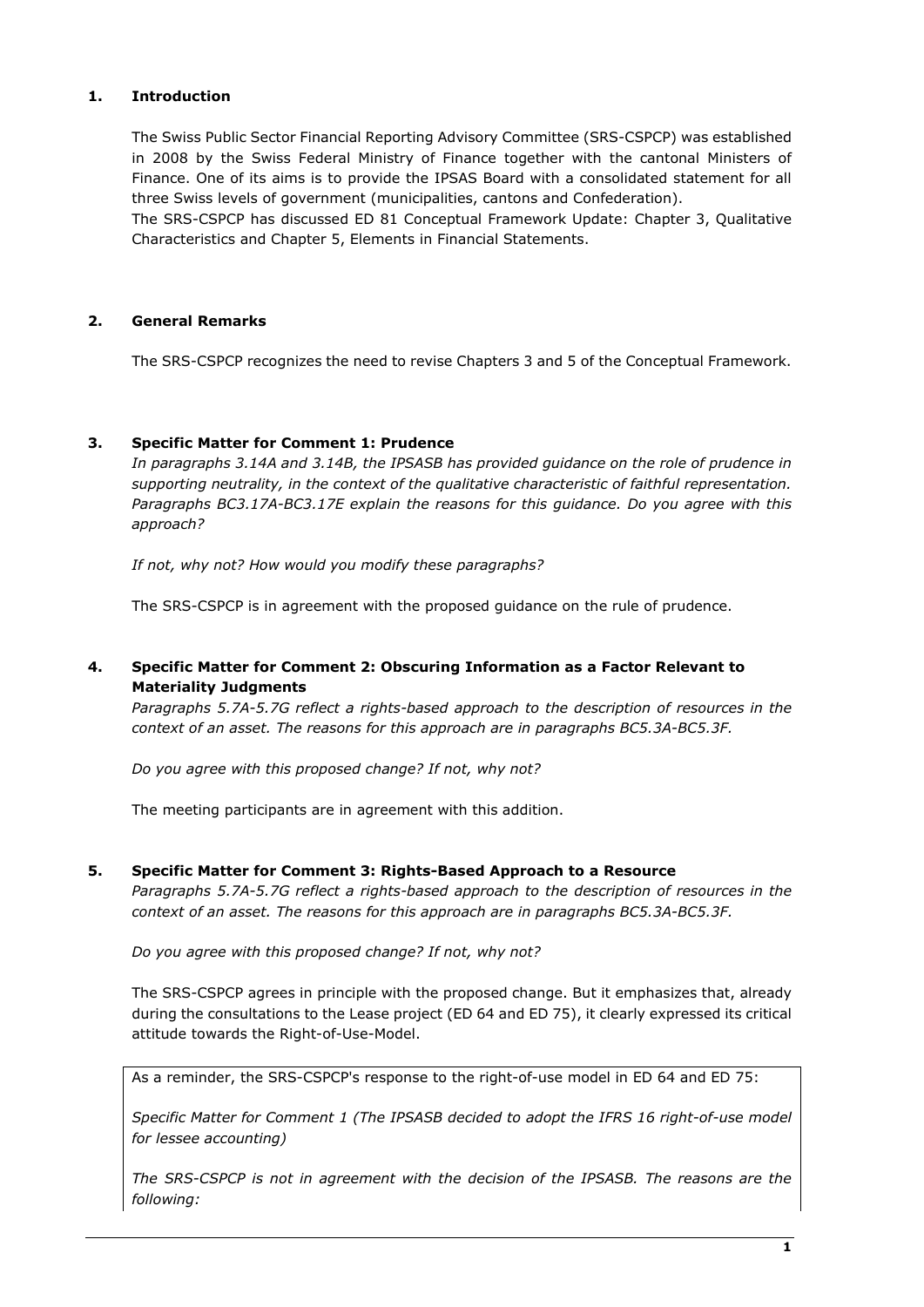## 1. Introduction

The Swiss Public Sector Financial Reporting Advisory Committee (SRS-CSPCP) was established in 2008 by the Swiss Federal Ministry of Finance together with the cantonal Ministers of Finance. One of its aims is to provide the IPSAS Board with a consolidated statement for all three Swiss levels of government (municipalities, cantons and Confederation).

The SRS-CSPCP has discussed ED 81 Conceptual Framework Update: Chapter 3, Qualitative Characteristics and Chapter 5, Elements in Financial Statements.

## 2. General Remarks

The SRS-CSPCP recognizes the need to revise Chapters 3 and 5 of the Conceptual Framework.

## 3. Specific Matter for Comment 1: Prudence

*In paragraphs 3.14A and 3.14B, the IPSASB has provided guidance on the role of prudence in supporting neutrality, in the context of the qualitative characteristic of faithful representation. Paragraphs BC3.17A-BC3.17E explain the reasons for this guidance. Do you agree with this approach?*

*If not, why not? How would you modify these paragraphs?*

The SRS-CSPCP is in agreement with the proposed guidance on the rule of prudence.

## 4. Specific Matter for Comment 2: Obscuring Information as a Factor Relevant to Materiality Judgments

*Paragraphs 5.7A-5.7G reflect a rights-based approach to the description of resources in the context of an asset. The reasons for this approach are in paragraphs BC5.3A-BC5.3F.*

*Do you agree with this proposed change? If not, why not?*

The meeting participants are in agreement with this addition.

## 5. Specific Matter for Comment 3: Rights-Based Approach to a Resource

*Paragraphs 5.7A-5.7G reflect a rights-based approach to the description of resources in the context of an asset. The reasons for this approach are in paragraphs BC5.3A-BC5.3F.*

*Do you agree with this proposed change? If not, why not?*

The SRS-CSPCP agrees in principle with the proposed change. But it emphasizes that, already during the consultations to the Lease project (ED 64 and ED 75), it clearly expressed its critical attitude towards the Right-of-Use-Model.

As a reminder, the SRS-CSPCP's response to the right-of-use model in ED 64 and ED 75:

*Specific Matter for Comment 1 (The IPSASB decided to adopt the IFRS 16 right-of-use model for lessee accounting)*

*The SRS-CSPCP is not in agreement with the decision of the IPSASB. The reasons are the following:*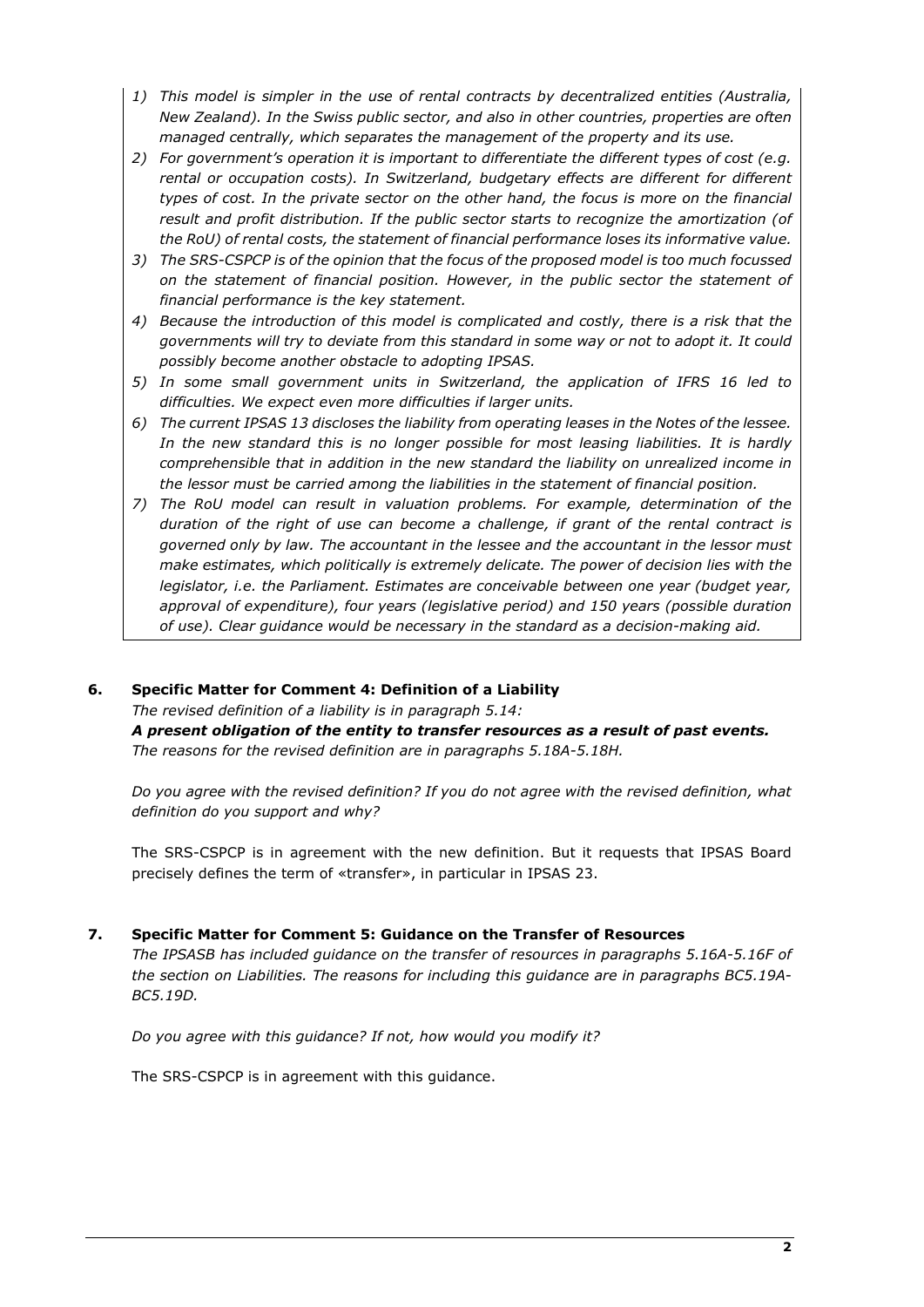*1) This model is simpler in the use of rental contracts by decentralized entities (Australia, New Zealand). In the Swiss public sector, and also in other countries, properties are often managed centrally, which separates the management of the property and its use.*

*2) For government's operation it is important to differentiate the different types of cost (e.g. rental or occupation costs). In Switzerland, budgetary effects are different for different types of cost. In the private sector on the other hand, the focus is more on the financial result and profit distribution. If the public sector starts to recognize the amortization (of the RoU) of rental costs, the statement of financial performance loses its informative value.*

*3) The SRS-CSPCP is of the opinion that the focus of the proposed model is too much focussed on the statement of financial position. However, in the public sector the statement of financial performance is the key statement.*

*4) Because the introduction of this model is complicated and costly, there is a risk that the governments will try to deviate from this standard in some way or not to adopt it. It could possibly become another obstacle to adopting IPSAS.*

*5) In some small government units in Switzerland, the application of IFRS 16 led to difficulties. We expect even more difficulties if larger units.*

*6) The current IPSAS 13 discloses the liability from operating leases in the Notes of the lessee. In the new standard this is no longer possible for most leasing liabilities. It is hardly comprehensible that in addition in the new standard the liability on unrealized income in the lessor must be carried among the liabilities in the statement of financial position.*

*7) The RoU model can result in valuation problems. For example, determination of the duration of the right of use can become a challenge, if grant of the rental contract is governed only by law. The accountant in the lessee and the accountant in the lessor must make estimates, which politically is extremely delicate. The power of decision lies with the legislator, i.e. the Parliament. Estimates are conceivable between one year (budget year, approval of expenditure), four years (legislative period) and 150 years (possible duration of use). Clear guidance would be necessary in the standard as a decision-making aid.*

## 6. Specific Matter for Comment 4: Definition of a Liability

*The revised definition of a liability is in paragraph 5.14:*

***A present obligation of the entity to transfer resources as a result of past events.***

*The reasons for the revised definition are in paragraphs 5.18A-5.18H.*

*Do you agree with the revised definition? If you do not agree with the revised definition, what definition do you support and why?*

The SRS-CSPCP is in agreement with the new definition. But it requests that IPSAS Board precisely defines the term of «transfer», in particular in IPSAS 23.

## 7. Specific Matter for Comment 5: Guidance on the Transfer of Resources

*The IPSASB has included guidance on the transfer of resources in paragraphs 5.16A-5.16F of the section on Liabilities. The reasons for including this guidance are in paragraphs BC5.19A-BC5.19D.*

*Do you agree with this guidance? If not, how would you modify it?*

The SRS-CSPCP is in agreement with this guidance.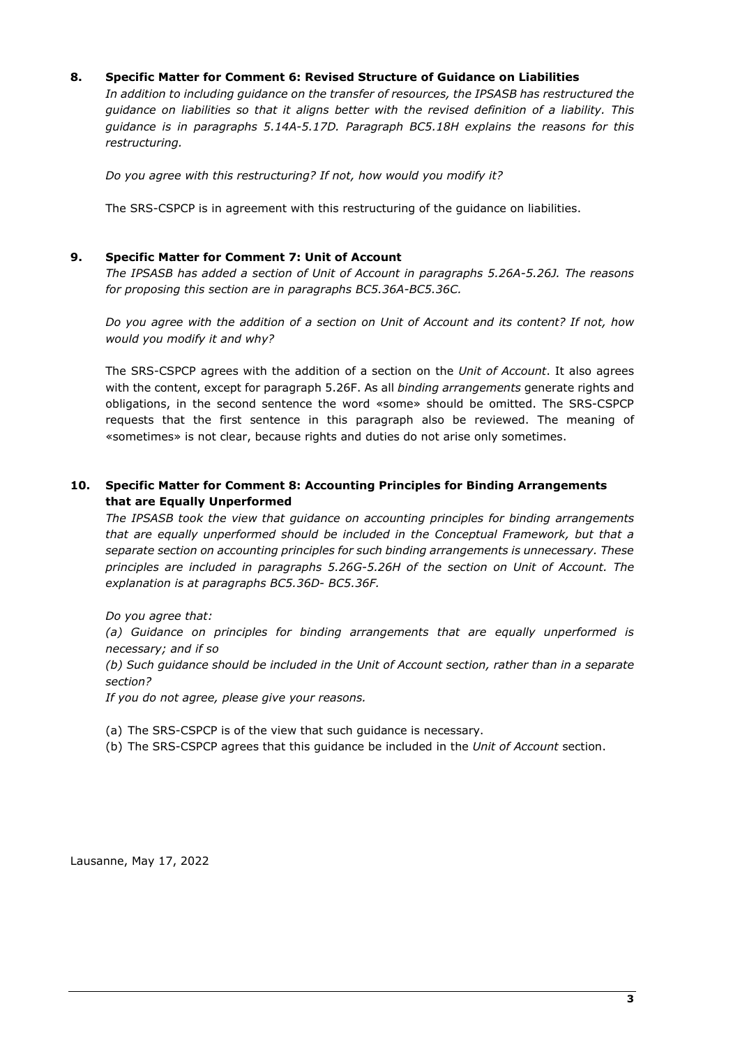**8. Specific Matter for Comment 6: Revised Structure of Guidance on Liabilities**

*In addition to including guidance on the transfer of resources, the IPSASB has restructured the guidance on liabilities so that it aligns better with the revised definition of a liability. This guidance is in paragraphs 5.14A-5.17D. Paragraph BC5.18H explains the reasons for this restructuring.*

*Do you agree with this restructuring? If not, how would you modify it?*

The SRS-CSPCP is in agreement with this restructuring of the guidance on liabilities.

**9. Specific Matter for Comment 7: Unit of Account**

*The IPSASB has added a section of Unit of Account in paragraphs 5.26A-5.26J. The reasons for proposing this section are in paragraphs BC5.36A-BC5.36C.*

*Do you agree with the addition of a section on Unit of Account and its content? If not, how would you modify it and why?*

The SRS-CSPCP agrees with the addition of a section on the *Unit of Account*. It also agrees with the content, except for paragraph 5.26F. As all *binding arrangements* generate rights and obligations, in the second sentence the word «some» should be omitted. The SRS-CSPCP requests that the first sentence in this paragraph also be reviewed. The meaning of «sometimes» is not clear, because rights and duties do not arise only sometimes.

**10. Specific Matter for Comment 8: Accounting Principles for Binding Arrangements that are Equally Unperformed**

*The IPSASB took the view that guidance on accounting principles for binding arrangements that are equally unperformed should be included in the Conceptual Framework, but that a separate section on accounting principles for such binding arrangements is unnecessary. These principles are included in paragraphs 5.26G-5.26H of the section on Unit of Account. The explanation is at paragraphs BC5.36D- BC5.36F.*

*Do you agree that:*

*(a) Guidance on principles for binding arrangements that are equally unperformed is necessary; and if so*

*(b) Such guidance should be included in the Unit of Account section, rather than in a separate section?*

*If you do not agree, please give your reasons.*

(a) The SRS-CSPCP is of the view that such guidance is necessary.

(b) The SRS-CSPCP agrees that this guidance be included in the *Unit of Account* section.

Lausanne, May 17, 2022